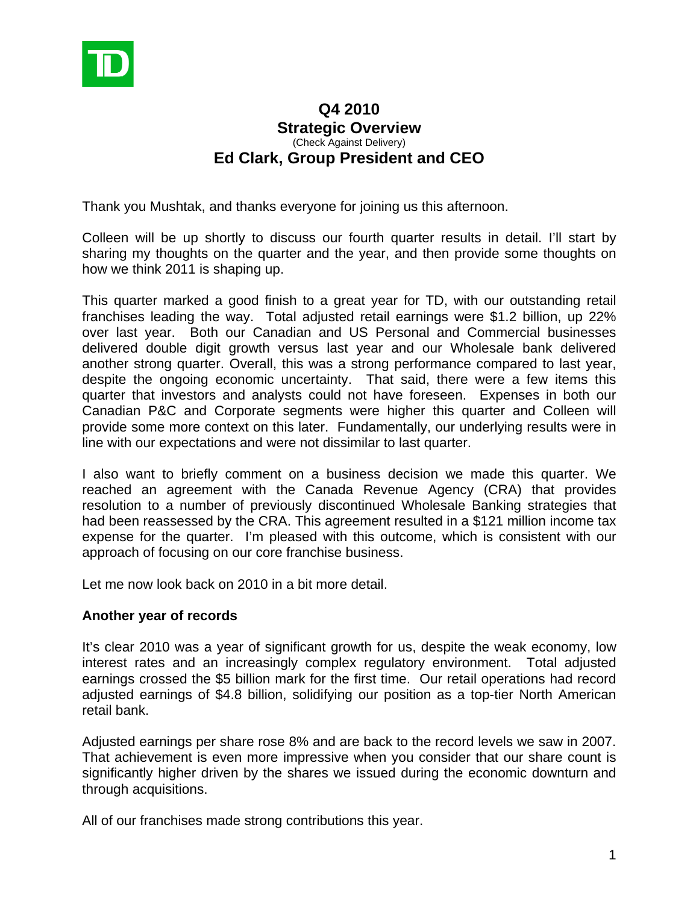# Q4 2010
# Strategic Overview
(Check Against Delivery)
## Ed Clark, Group President and CEO

Thank you Mushtak, and thanks everyone for joining us this afternoon.

Colleen will be up shortly to discuss our fourth quarter results in detail. I'll start by sharing my thoughts on the quarter and the year, and then provide some thoughts on how we think 2011 is shaping up.

This quarter marked a good finish to a great year for TD, with our outstanding retail franchises leading the way. Total adjusted retail earnings were $1.2 billion, up 22% over last year. Both our Canadian and US Personal and Commercial businesses delivered double digit growth versus last year and our Wholesale bank delivered another strong quarter. Overall, this was a strong performance compared to last year, despite the ongoing economic uncertainty. That said, there were a few items this quarter that investors and analysts could not have foreseen. Expenses in both our Canadian P&C and Corporate segments were higher this quarter and Colleen will provide some more context on this later. Fundamentally, our underlying results were in line with our expectations and were not dissimilar to last quarter.

I also want to briefly comment on a business decision we made this quarter. We reached an agreement with the Canada Revenue Agency (CRA) that provides resolution to a number of previously discontinued Wholesale Banking strategies that had been reassessed by the CRA. This agreement resulted in a $121 million income tax expense for the quarter. I'm pleased with this outcome, which is consistent with our approach of focusing on our core franchise business.

Let me now look back on 2010 in a bit more detail.

**Another year of records**

It's clear 2010 was a year of significant growth for us, despite the weak economy, low interest rates and an increasingly complex regulatory environment. Total adjusted earnings crossed the $5 billion mark for the first time. Our retail operations had record adjusted earnings of $4.8 billion, solidifying our position as a top-tier North American retail bank.

Adjusted earnings per share rose 8% and are back to the record levels we saw in 2007. That achievement is even more impressive when you consider that our share count is significantly higher driven by the shares we issued during the economic downturn and through acquisitions.

All of our franchises made strong contributions this year.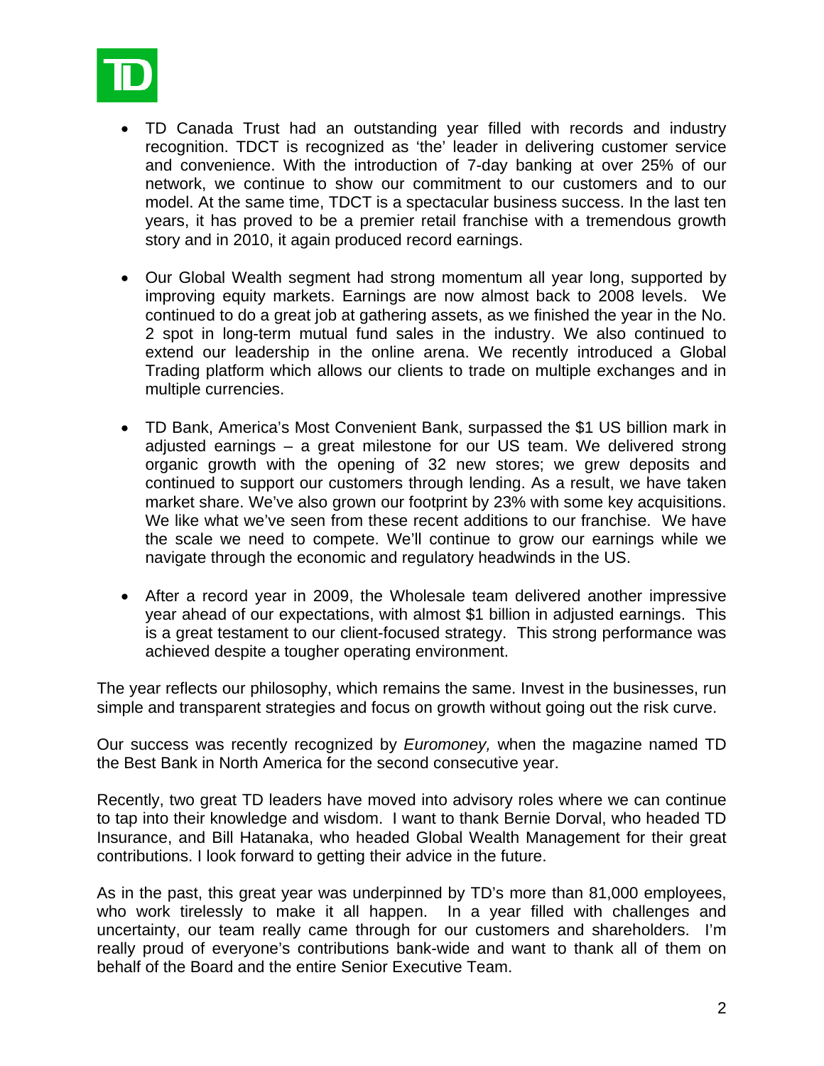- TD Canada Trust had an outstanding year filled with records and industry recognition. TDCT is recognized as 'the' leader in delivering customer service and convenience. With the introduction of 7-day banking at over 25% of our network, we continue to show our commitment to our customers and to our model. At the same time, TDCT is a spectacular business success. In the last ten years, it has proved to be a premier retail franchise with a tremendous growth story and in 2010, it again produced record earnings.

- Our Global Wealth segment had strong momentum all year long, supported by improving equity markets. Earnings are now almost back to 2008 levels. We continued to do a great job at gathering assets, as we finished the year in the No. 2 spot in long-term mutual fund sales in the industry. We also continued to extend our leadership in the online arena. We recently introduced a Global Trading platform which allows our clients to trade on multiple exchanges and in multiple currencies.

- TD Bank, America's Most Convenient Bank, surpassed the $1 US billion mark in adjusted earnings – a great milestone for our US team. We delivered strong organic growth with the opening of 32 new stores; we grew deposits and continued to support our customers through lending. As a result, we have taken market share. We've also grown our footprint by 23% with some key acquisitions. We like what we've seen from these recent additions to our franchise. We have the scale we need to compete. We'll continue to grow our earnings while we navigate through the economic and regulatory headwinds in the US.

- After a record year in 2009, the Wholesale team delivered another impressive year ahead of our expectations, with almost $1 billion in adjusted earnings. This is a great testament to our client-focused strategy. This strong performance was achieved despite a tougher operating environment.

The year reflects our philosophy, which remains the same. Invest in the businesses, run simple and transparent strategies and focus on growth without going out the risk curve.

Our success was recently recognized by *Euromoney,* when the magazine named TD the Best Bank in North America for the second consecutive year.

Recently, two great TD leaders have moved into advisory roles where we can continue to tap into their knowledge and wisdom. I want to thank Bernie Dorval, who headed TD Insurance, and Bill Hatanaka, who headed Global Wealth Management for their great contributions. I look forward to getting their advice in the future.

As in the past, this great year was underpinned by TD's more than 81,000 employees, who work tirelessly to make it all happen. In a year filled with challenges and uncertainty, our team really came through for our customers and shareholders. I'm really proud of everyone's contributions bank-wide and want to thank all of them on behalf of the Board and the entire Senior Executive Team.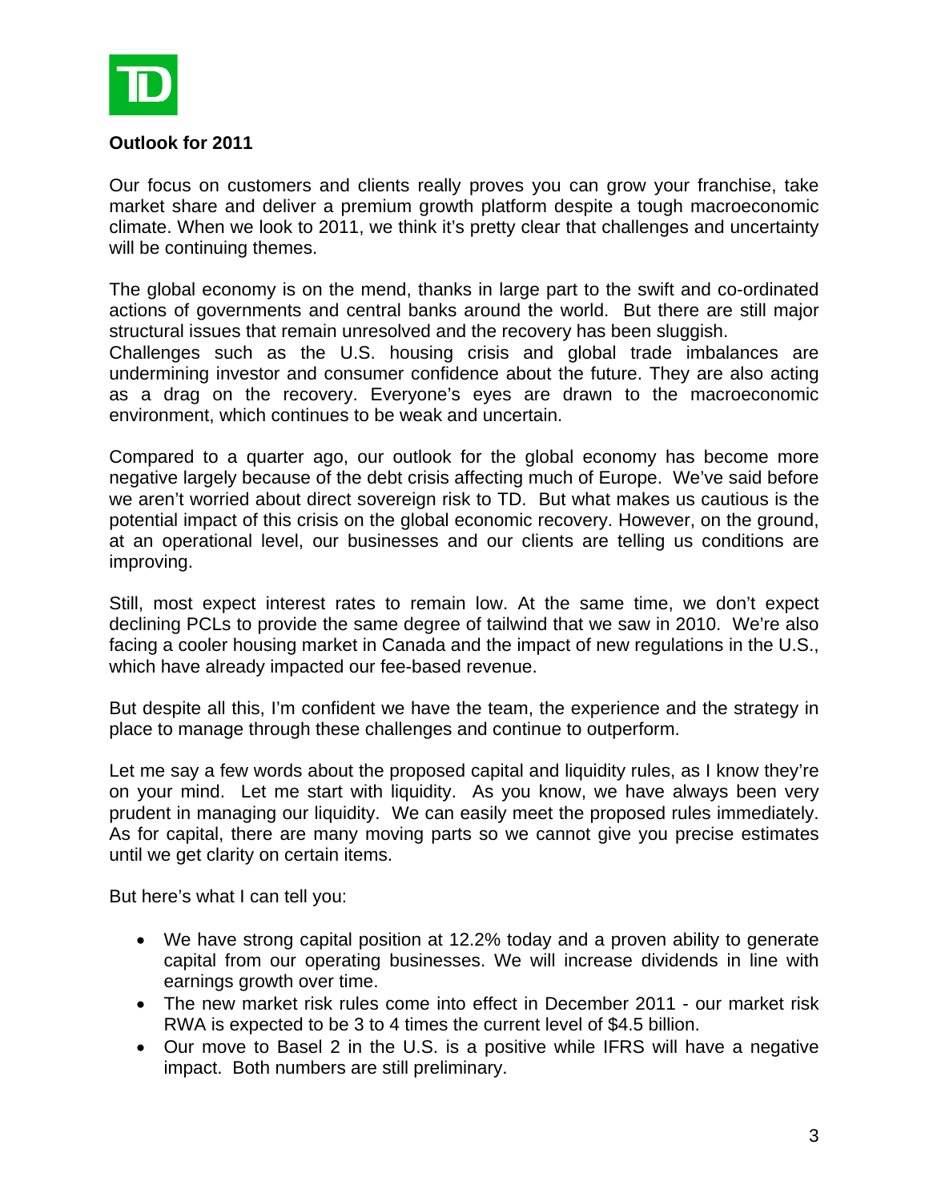**Outlook for 2011**

Our focus on customers and clients really proves you can grow your franchise, take market share and deliver a premium growth platform despite a tough macroeconomic climate. When we look to 2011, we think it's pretty clear that challenges and uncertainty will be continuing themes.

The global economy is on the mend, thanks in large part to the swift and co-ordinated actions of governments and central banks around the world. But there are still major structural issues that remain unresolved and the recovery has been sluggish. Challenges such as the U.S. housing crisis and global trade imbalances are undermining investor and consumer confidence about the future. They are also acting as a drag on the recovery. Everyone's eyes are drawn to the macroeconomic environment, which continues to be weak and uncertain.

Compared to a quarter ago, our outlook for the global economy has become more negative largely because of the debt crisis affecting much of Europe. We've said before we aren't worried about direct sovereign risk to TD. But what makes us cautious is the potential impact of this crisis on the global economic recovery. However, on the ground, at an operational level, our businesses and our clients are telling us conditions are improving.

Still, most expect interest rates to remain low. At the same time, we don't expect declining PCLs to provide the same degree of tailwind that we saw in 2010. We're also facing a cooler housing market in Canada and the impact of new regulations in the U.S., which have already impacted our fee-based revenue.

But despite all this, I'm confident we have the team, the experience and the strategy in place to manage through these challenges and continue to outperform.

Let me say a few words about the proposed capital and liquidity rules, as I know they're on your mind. Let me start with liquidity. As you know, we have always been very prudent in managing our liquidity. We can easily meet the proposed rules immediately. As for capital, there are many moving parts so we cannot give you precise estimates until we get clarity on certain items.

But here's what I can tell you:

- We have strong capital position at 12.2% today and a proven ability to generate capital from our operating businesses. We will increase dividends in line with earnings growth over time.
- The new market risk rules come into effect in December 2011 - our market risk RWA is expected to be 3 to 4 times the current level of $4.5 billion.
- Our move to Basel 2 in the U.S. is a positive while IFRS will have a negative impact. Both numbers are still preliminary.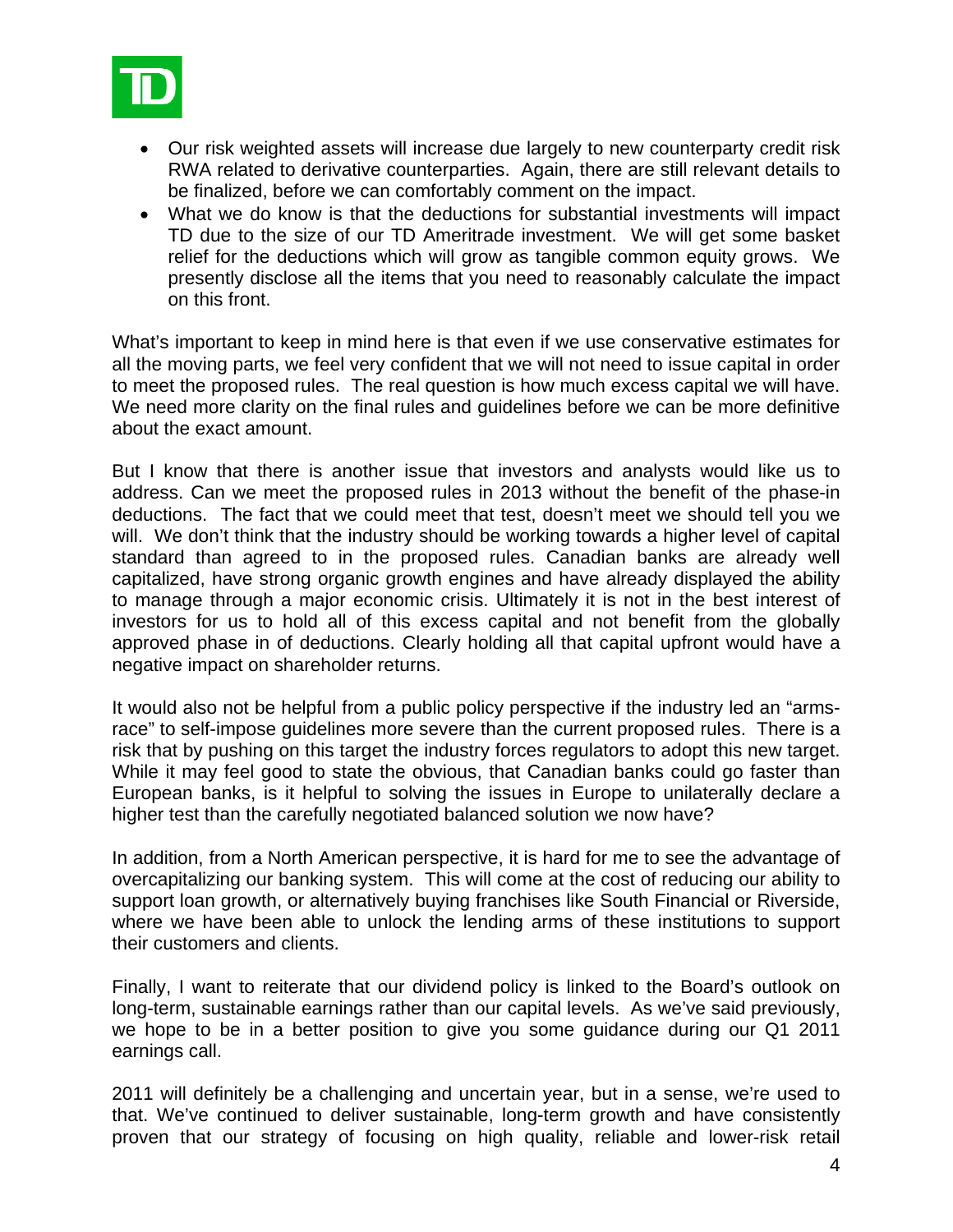- Our risk weighted assets will increase due largely to new counterparty credit risk RWA related to derivative counterparties. Again, there are still relevant details to be finalized, before we can comfortably comment on the impact.
- What we do know is that the deductions for substantial investments will impact TD due to the size of our TD Ameritrade investment. We will get some basket relief for the deductions which will grow as tangible common equity grows. We presently disclose all the items that you need to reasonably calculate the impact on this front.

What's important to keep in mind here is that even if we use conservative estimates for all the moving parts, we feel very confident that we will not need to issue capital in order to meet the proposed rules. The real question is how much excess capital we will have. We need more clarity on the final rules and guidelines before we can be more definitive about the exact amount.

But I know that there is another issue that investors and analysts would like us to address. Can we meet the proposed rules in 2013 without the benefit of the phase-in deductions. The fact that we could meet that test, doesn't meet we should tell you we will. We don't think that the industry should be working towards a higher level of capital standard than agreed to in the proposed rules. Canadian banks are already well capitalized, have strong organic growth engines and have already displayed the ability to manage through a major economic crisis. Ultimately it is not in the best interest of investors for us to hold all of this excess capital and not benefit from the globally approved phase in of deductions. Clearly holding all that capital upfront would have a negative impact on shareholder returns.

It would also not be helpful from a public policy perspective if the industry led an "arms-race" to self-impose guidelines more severe than the current proposed rules. There is a risk that by pushing on this target the industry forces regulators to adopt this new target. While it may feel good to state the obvious, that Canadian banks could go faster than European banks, is it helpful to solving the issues in Europe to unilaterally declare a higher test than the carefully negotiated balanced solution we now have?

In addition, from a North American perspective, it is hard for me to see the advantage of overcapitalizing our banking system. This will come at the cost of reducing our ability to support loan growth, or alternatively buying franchises like South Financial or Riverside, where we have been able to unlock the lending arms of these institutions to support their customers and clients.

Finally, I want to reiterate that our dividend policy is linked to the Board's outlook on long-term, sustainable earnings rather than our capital levels. As we've said previously, we hope to be in a better position to give you some guidance during our Q1 2011 earnings call.

2011 will definitely be a challenging and uncertain year, but in a sense, we're used to that. We've continued to deliver sustainable, long-term growth and have consistently proven that our strategy of focusing on high quality, reliable and lower-risk retail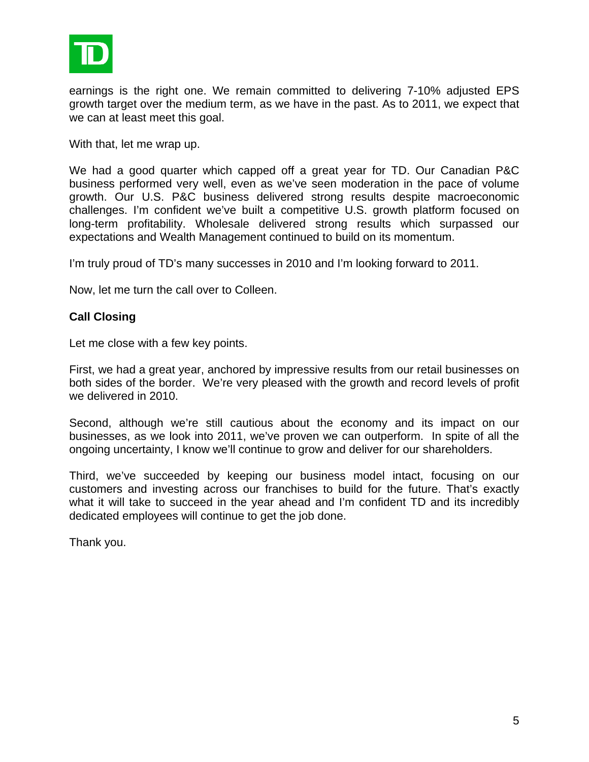earnings is the right one. We remain committed to delivering 7-10% adjusted EPS growth target over the medium term, as we have in the past. As to 2011, we expect that we can at least meet this goal.

With that, let me wrap up.

We had a good quarter which capped off a great year for TD. Our Canadian P&C business performed very well, even as we've seen moderation in the pace of volume growth. Our U.S. P&C business delivered strong results despite macroeconomic challenges. I'm confident we've built a competitive U.S. growth platform focused on long-term profitability. Wholesale delivered strong results which surpassed our expectations and Wealth Management continued to build on its momentum.

I'm truly proud of TD's many successes in 2010 and I'm looking forward to 2011.

Now, let me turn the call over to Colleen.

**Call Closing**

Let me close with a few key points.

First, we had a great year, anchored by impressive results from our retail businesses on both sides of the border. We're very pleased with the growth and record levels of profit we delivered in 2010.

Second, although we're still cautious about the economy and its impact on our businesses, as we look into 2011, we've proven we can outperform. In spite of all the ongoing uncertainty, I know we'll continue to grow and deliver for our shareholders.

Third, we've succeeded by keeping our business model intact, focusing on our customers and investing across our franchises to build for the future. That's exactly what it will take to succeed in the year ahead and I'm confident TD and its incredibly dedicated employees will continue to get the job done.

Thank you.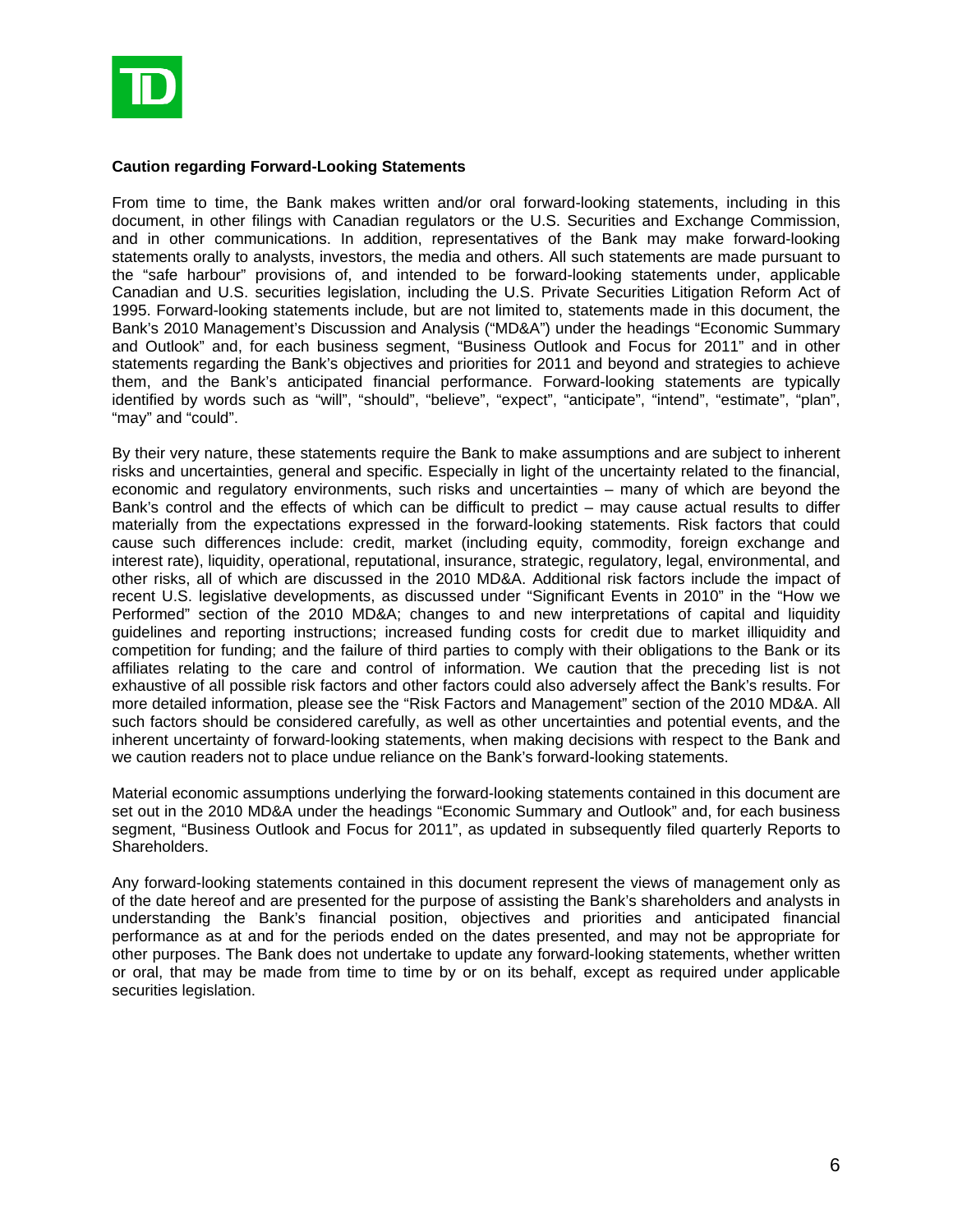**Caution regarding Forward-Looking Statements**

From time to time, the Bank makes written and/or oral forward-looking statements, including in this document, in other filings with Canadian regulators or the U.S. Securities and Exchange Commission, and in other communications. In addition, representatives of the Bank may make forward-looking statements orally to analysts, investors, the media and others. All such statements are made pursuant to the "safe harbour" provisions of, and intended to be forward-looking statements under, applicable Canadian and U.S. securities legislation, including the U.S. Private Securities Litigation Reform Act of 1995. Forward-looking statements include, but are not limited to, statements made in this document, the Bank's 2010 Management's Discussion and Analysis ("MD&A") under the headings "Economic Summary and Outlook" and, for each business segment, "Business Outlook and Focus for 2011" and in other statements regarding the Bank's objectives and priorities for 2011 and beyond and strategies to achieve them, and the Bank's anticipated financial performance. Forward-looking statements are typically identified by words such as "will", "should", "believe", "expect", "anticipate", "intend", "estimate", "plan", "may" and "could".

By their very nature, these statements require the Bank to make assumptions and are subject to inherent risks and uncertainties, general and specific. Especially in light of the uncertainty related to the financial, economic and regulatory environments, such risks and uncertainties – many of which are beyond the Bank's control and the effects of which can be difficult to predict – may cause actual results to differ materially from the expectations expressed in the forward-looking statements. Risk factors that could cause such differences include: credit, market (including equity, commodity, foreign exchange and interest rate), liquidity, operational, reputational, insurance, strategic, regulatory, legal, environmental, and other risks, all of which are discussed in the 2010 MD&A. Additional risk factors include the impact of recent U.S. legislative developments, as discussed under "Significant Events in 2010" in the "How we Performed" section of the 2010 MD&A; changes to and new interpretations of capital and liquidity guidelines and reporting instructions; increased funding costs for credit due to market illiquidity and competition for funding; and the failure of third parties to comply with their obligations to the Bank or its affiliates relating to the care and control of information. We caution that the preceding list is not exhaustive of all possible risk factors and other factors could also adversely affect the Bank's results. For more detailed information, please see the "Risk Factors and Management" section of the 2010 MD&A. All such factors should be considered carefully, as well as other uncertainties and potential events, and the inherent uncertainty of forward-looking statements, when making decisions with respect to the Bank and we caution readers not to place undue reliance on the Bank's forward-looking statements.

Material economic assumptions underlying the forward-looking statements contained in this document are set out in the 2010 MD&A under the headings "Economic Summary and Outlook" and, for each business segment, "Business Outlook and Focus for 2011", as updated in subsequently filed quarterly Reports to Shareholders.

Any forward-looking statements contained in this document represent the views of management only as of the date hereof and are presented for the purpose of assisting the Bank's shareholders and analysts in understanding the Bank's financial position, objectives and priorities and anticipated financial performance as at and for the periods ended on the dates presented, and may not be appropriate for other purposes. The Bank does not undertake to update any forward-looking statements, whether written or oral, that may be made from time to time by or on its behalf, except as required under applicable securities legislation.